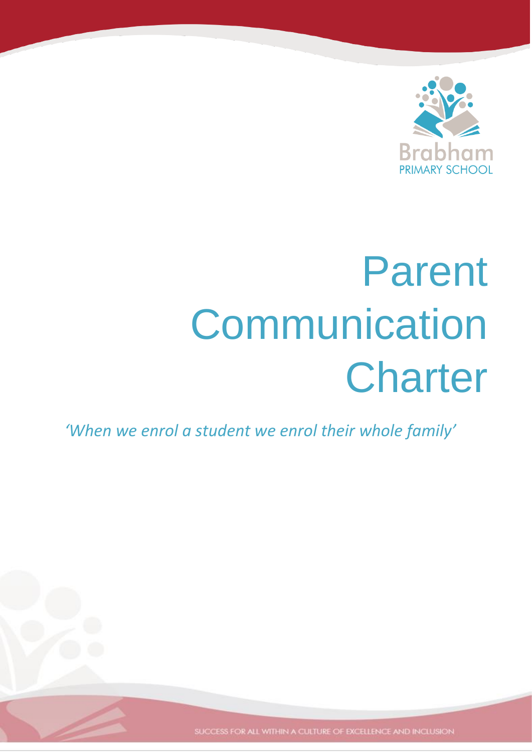Brabham PRIMARY SCHOOL

# Parent Communication Charter

*'When we enrol a student we enrol their whole family'*

SUCCESS FOR ALL WITHIN A CULTURE OF EXCELLENCE AND INCLUSION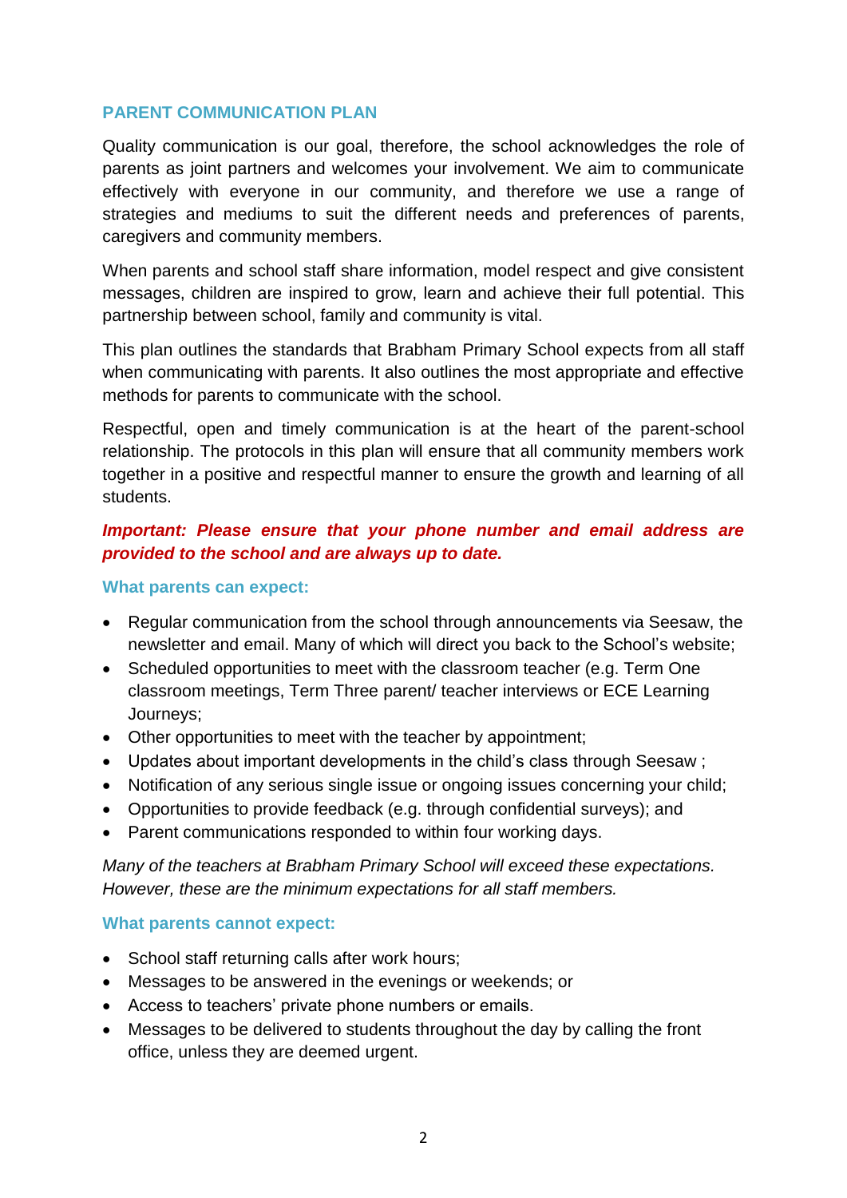## PARENT COMMUNICATION PLAN

Quality communication is our goal, therefore, the school acknowledges the role of parents as joint partners and welcomes your involvement. We aim to communicate effectively with everyone in our community, and therefore we use a range of strategies and mediums to suit the different needs and preferences of parents, caregivers and community members.

When parents and school staff share information, model respect and give consistent messages, children are inspired to grow, learn and achieve their full potential. This partnership between school, family and community is vital.

This plan outlines the standards that Brabham Primary School expects from all staff when communicating with parents. It also outlines the most appropriate and effective methods for parents to communicate with the school.

Respectful, open and timely communication is at the heart of the parent-school relationship. The protocols in this plan will ensure that all community members work together in a positive and respectful manner to ensure the growth and learning of all students.

***Important: Please ensure that your phone number and email address are provided to the school and are always up to date.***

### What parents can expect:

- Regular communication from the school through announcements via Seesaw, the newsletter and email. Many of which will direct you back to the School's website;
- Scheduled opportunities to meet with the classroom teacher (e.g. Term One classroom meetings, Term Three parent/ teacher interviews or ECE Learning Journeys;
- Other opportunities to meet with the teacher by appointment;
- Updates about important developments in the child's class through Seesaw ;
- Notification of any serious single issue or ongoing issues concerning your child;
- Opportunities to provide feedback (e.g. through confidential surveys); and
- Parent communications responded to within four working days.

*Many of the teachers at Brabham Primary School will exceed these expectations. However, these are the minimum expectations for all staff members.*

### What parents cannot expect:

- School staff returning calls after work hours;
- Messages to be answered in the evenings or weekends; or
- Access to teachers' private phone numbers or emails.
- Messages to be delivered to students throughout the day by calling the front office, unless they are deemed urgent.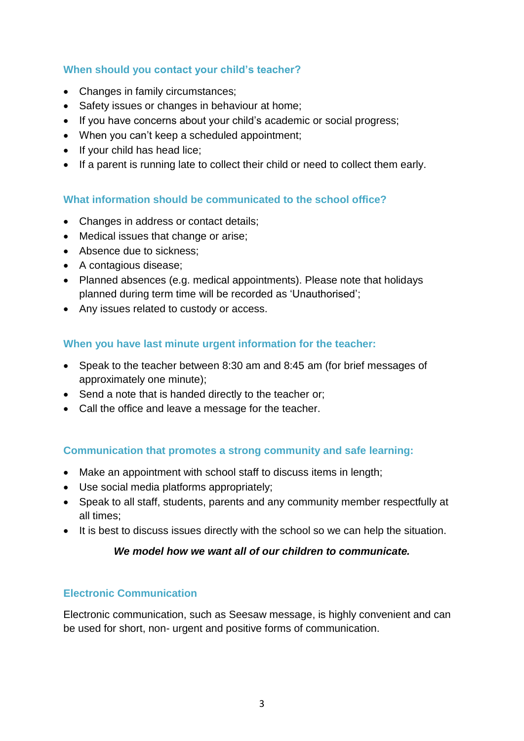### When should you contact your child's teacher?

- Changes in family circumstances;
- Safety issues or changes in behaviour at home;
- If you have concerns about your child's academic or social progress;
- When you can't keep a scheduled appointment;
- If your child has head lice;
- If a parent is running late to collect their child or need to collect them early.

### What information should be communicated to the school office?

- Changes in address or contact details;
- Medical issues that change or arise;
- Absence due to sickness;
- A contagious disease;
- Planned absences (e.g. medical appointments). Please note that holidays planned during term time will be recorded as 'Unauthorised';
- Any issues related to custody or access.

### When you have last minute urgent information for the teacher:

- Speak to the teacher between 8:30 am and 8:45 am (for brief messages of approximately one minute);
- Send a note that is handed directly to the teacher or;
- Call the office and leave a message for the teacher.

### Communication that promotes a strong community and safe learning:

- Make an appointment with school staff to discuss items in length;
- Use social media platforms appropriately;
- Speak to all staff, students, parents and any community member respectfully at all times;
- It is best to discuss issues directly with the school so we can help the situation.

***We model how we want all of our children to communicate.***

### Electronic Communication

Electronic communication, such as Seesaw message, is highly convenient and can be used for short, non- urgent and positive forms of communication.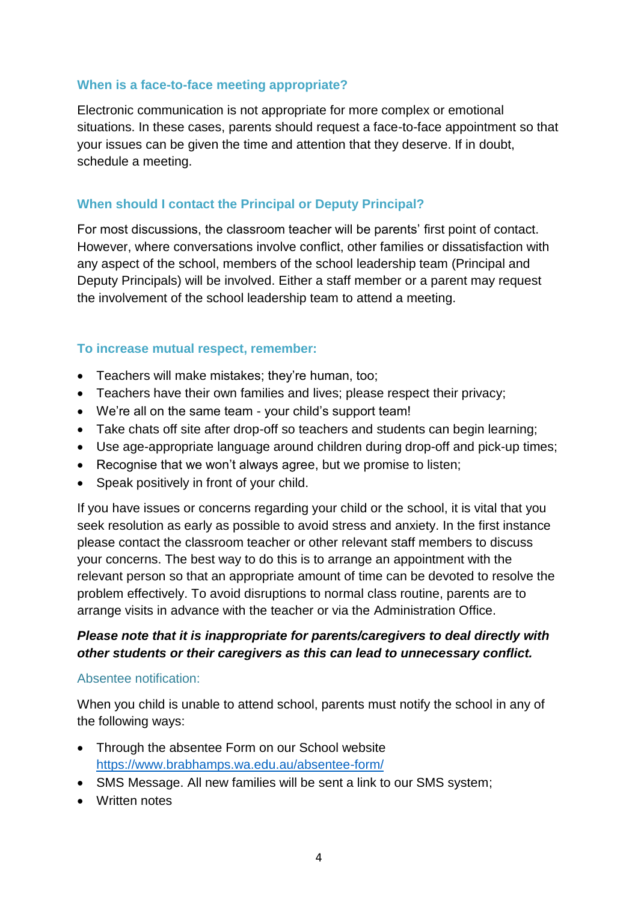### When is a face-to-face meeting appropriate?

Electronic communication is not appropriate for more complex or emotional situations. In these cases, parents should request a face-to-face appointment so that your issues can be given the time and attention that they deserve. If in doubt, schedule a meeting.

### When should I contact the Principal or Deputy Principal?

For most discussions, the classroom teacher will be parents' first point of contact. However, where conversations involve conflict, other families or dissatisfaction with any aspect of the school, members of the school leadership team (Principal and Deputy Principals) will be involved. Either a staff member or a parent may request the involvement of the school leadership team to attend a meeting.

### To increase mutual respect, remember:

- Teachers will make mistakes; they're human, too;
- Teachers have their own families and lives; please respect their privacy;
- We're all on the same team - your child's support team!
- Take chats off site after drop-off so teachers and students can begin learning;
- Use age-appropriate language around children during drop-off and pick-up times;
- Recognise that we won't always agree, but we promise to listen;
- Speak positively in front of your child.

If you have issues or concerns regarding your child or the school, it is vital that you seek resolution as early as possible to avoid stress and anxiety. In the first instance please contact the classroom teacher or other relevant staff members to discuss your concerns. The best way to do this is to arrange an appointment with the relevant person so that an appropriate amount of time can be devoted to resolve the problem effectively. To avoid disruptions to normal class routine, parents are to arrange visits in advance with the teacher or via the Administration Office.

***Please note that it is inappropriate for parents/caregivers to deal directly with other students or their caregivers as this can lead to unnecessary conflict.***

### Absentee notification:

When you child is unable to attend school, parents must notify the school in any of the following ways:

- Through the absentee Form on our School website https://www.brabhamps.wa.edu.au/absentee-form/
- SMS Message. All new families will be sent a link to our SMS system;
- Written notes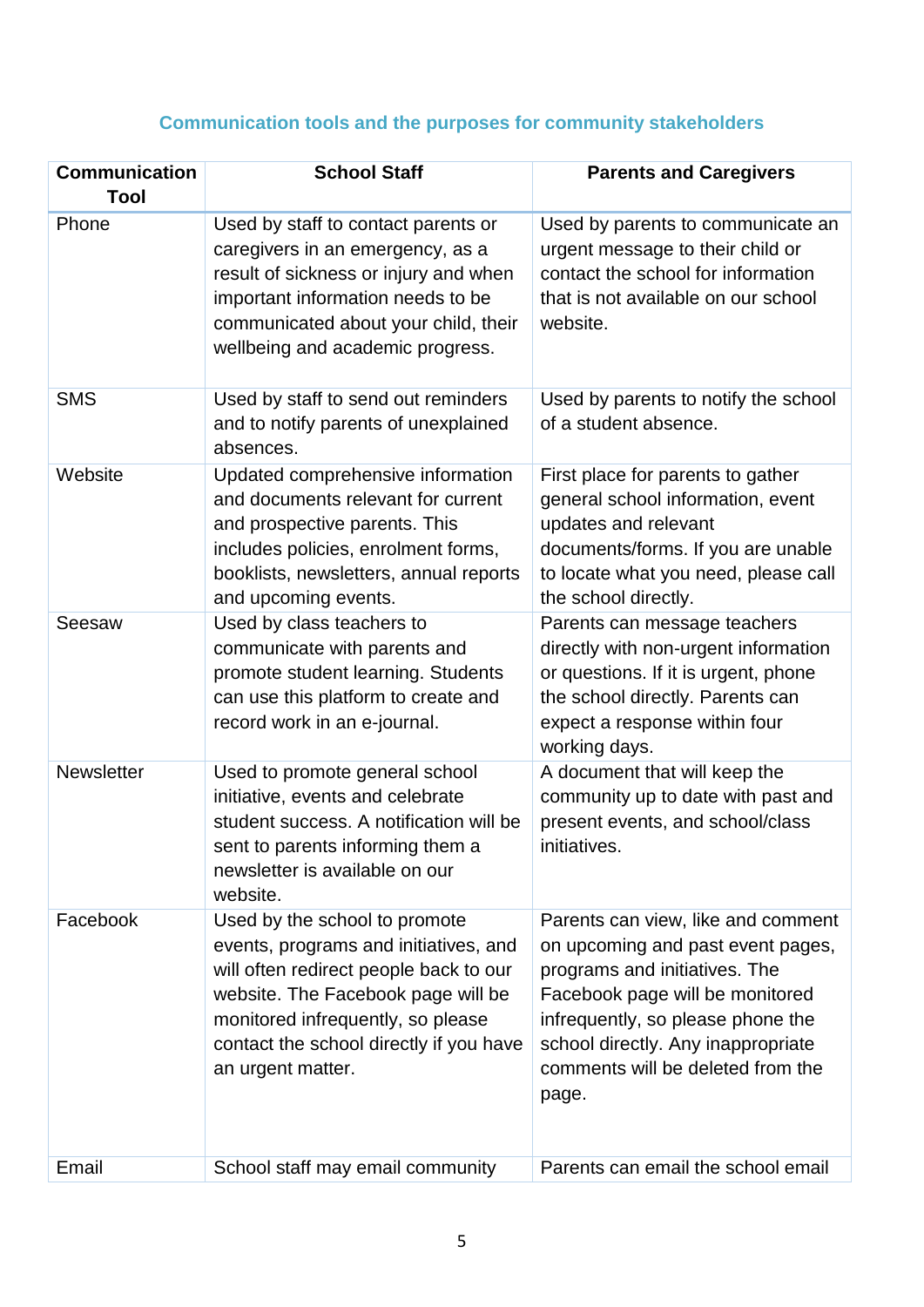## Communication tools and the purposes for community stakeholders

| Communication Tool | School Staff | Parents and Caregivers |
|---|---|---|
| Phone | Used by staff to contact parents or caregivers in an emergency, as a result of sickness or injury and when important information needs to be communicated about your child, their wellbeing and academic progress. | Used by parents to communicate an urgent message to their child or contact the school for information that is not available on our school website. |
| SMS | Used by staff to send out reminders and to notify parents of unexplained absences. | Used by parents to notify the school of a student absence. |
| Website | Updated comprehensive information and documents relevant for current and prospective parents. This includes policies, enrolment forms, booklists, newsletters, annual reports and upcoming events. | First place for parents to gather general school information, event updates and relevant documents/forms. If you are unable to locate what you need, please call the school directly. |
| Seesaw | Used by class teachers to communicate with parents and promote student learning. Students can use this platform to create and record work in an e-journal. | Parents can message teachers directly with non-urgent information or questions. If it is urgent, phone the school directly. Parents can expect a response within four working days. |
| Newsletter | Used to promote general school initiative, events and celebrate student success. A notification will be sent to parents informing them a newsletter is available on our website. | A document that will keep the community up to date with past and present events, and school/class initiatives. |
| Facebook | Used by the school to promote events, programs and initiatives, and will often redirect people back to our website. The Facebook page will be monitored infrequently, so please contact the school directly if you have an urgent matter. | Parents can view, like and comment on upcoming and past event pages, programs and initiatives. The Facebook page will be monitored infrequently, so please phone the school directly. Any inappropriate comments will be deleted from the page. |
| Email | School staff may email community | Parents can email the school email |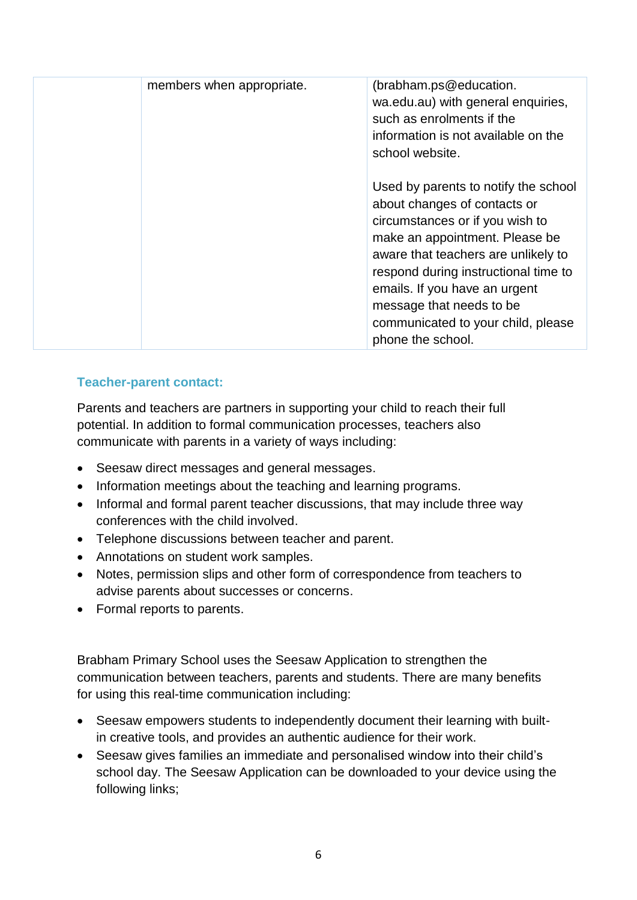| | | |
|---|---|---|
| | members when appropriate. | (brabham.ps@education.wa.edu.au) with general enquiries, such as enrolments if the information is not available on the school website.<br><br>Used by parents to notify the school about changes of contacts or circumstances or if you wish to make an appointment. Please be aware that teachers are unlikely to respond during instructional time to emails. If you have an urgent message that needs to be communicated to your child, please phone the school. |

### Teacher-parent contact:

Parents and teachers are partners in supporting your child to reach their full potential. In addition to formal communication processes, teachers also communicate with parents in a variety of ways including:

- Seesaw direct messages and general messages.
- Information meetings about the teaching and learning programs.
- Informal and formal parent teacher discussions, that may include three way conferences with the child involved.
- Telephone discussions between teacher and parent.
- Annotations on student work samples.
- Notes, permission slips and other form of correspondence from teachers to advise parents about successes or concerns.
- Formal reports to parents.

Brabham Primary School uses the Seesaw Application to strengthen the communication between teachers, parents and students. There are many benefits for using this real-time communication including:

- Seesaw empowers students to independently document their learning with built-in creative tools, and provides an authentic audience for their work.
- Seesaw gives families an immediate and personalised window into their child's school day. The Seesaw Application can be downloaded to your device using the following links;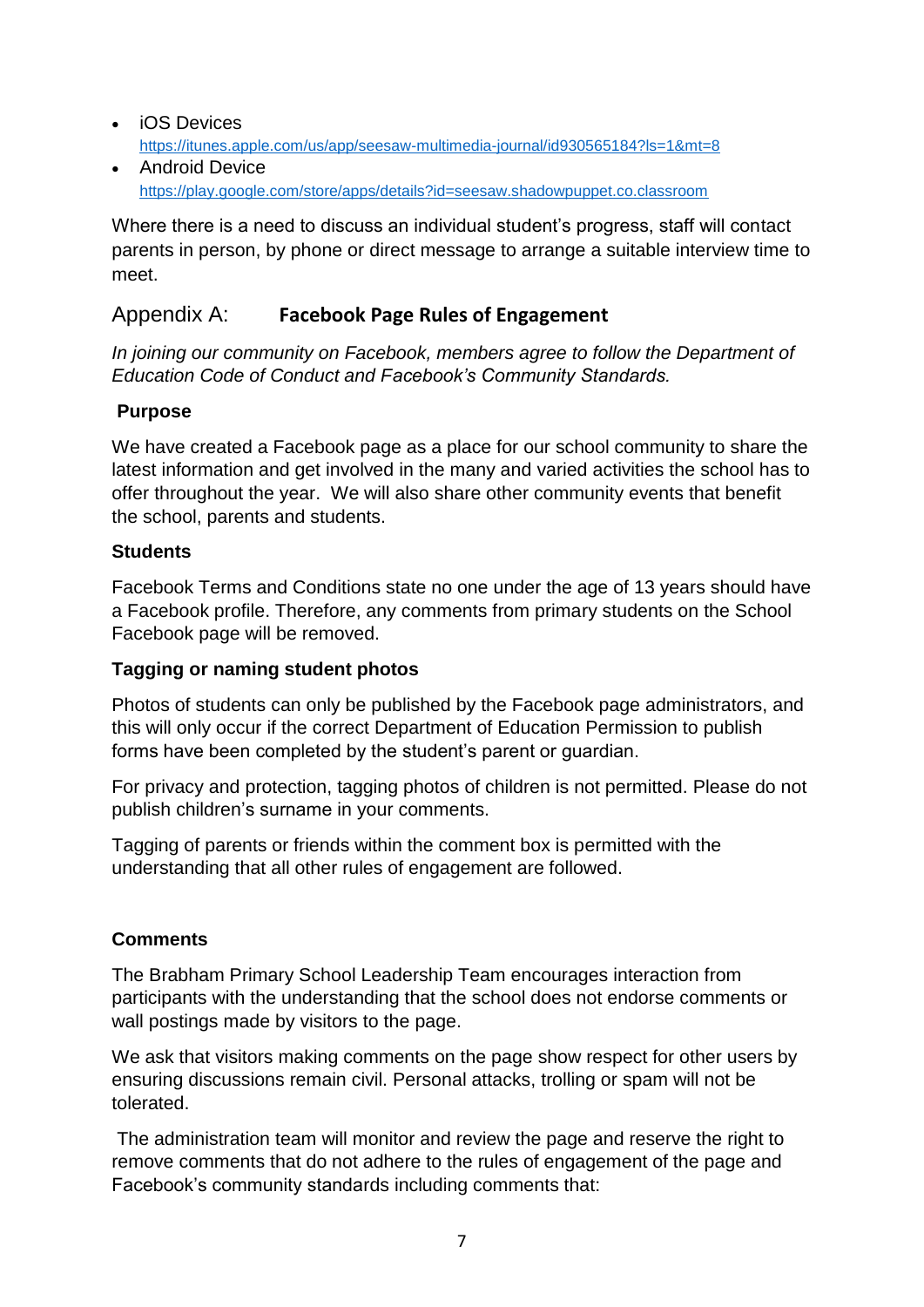- iOS Devices
  https://itunes.apple.com/us/app/seesaw-multimedia-journal/id930565184?ls=1&mt=8
- Android Device
  https://play.google.com/store/apps/details?id=seesaw.shadowpuppet.co.classroom

Where there is a need to discuss an individual student's progress, staff will contact parents in person, by phone or direct message to arrange a suitable interview time to meet.

## Appendix A: **Facebook Page Rules of Engagement**

*In joining our community on Facebook, members agree to follow the Department of Education Code of Conduct and Facebook's Community Standards.*

### Purpose

We have created a Facebook page as a place for our school community to share the latest information and get involved in the many and varied activities the school has to offer throughout the year. We will also share other community events that benefit the school, parents and students.

### Students

Facebook Terms and Conditions state no one under the age of 13 years should have a Facebook profile. Therefore, any comments from primary students on the School Facebook page will be removed.

### Tagging or naming student photos

Photos of students can only be published by the Facebook page administrators, and this will only occur if the correct Department of Education Permission to publish forms have been completed by the student's parent or guardian.

For privacy and protection, tagging photos of children is not permitted. Please do not publish children's surname in your comments.

Tagging of parents or friends within the comment box is permitted with the understanding that all other rules of engagement are followed.

### Comments

The Brabham Primary School Leadership Team encourages interaction from participants with the understanding that the school does not endorse comments or wall postings made by visitors to the page.

We ask that visitors making comments on the page show respect for other users by ensuring discussions remain civil. Personal attacks, trolling or spam will not be tolerated.

The administration team will monitor and review the page and reserve the right to remove comments that do not adhere to the rules of engagement of the page and Facebook's community standards including comments that: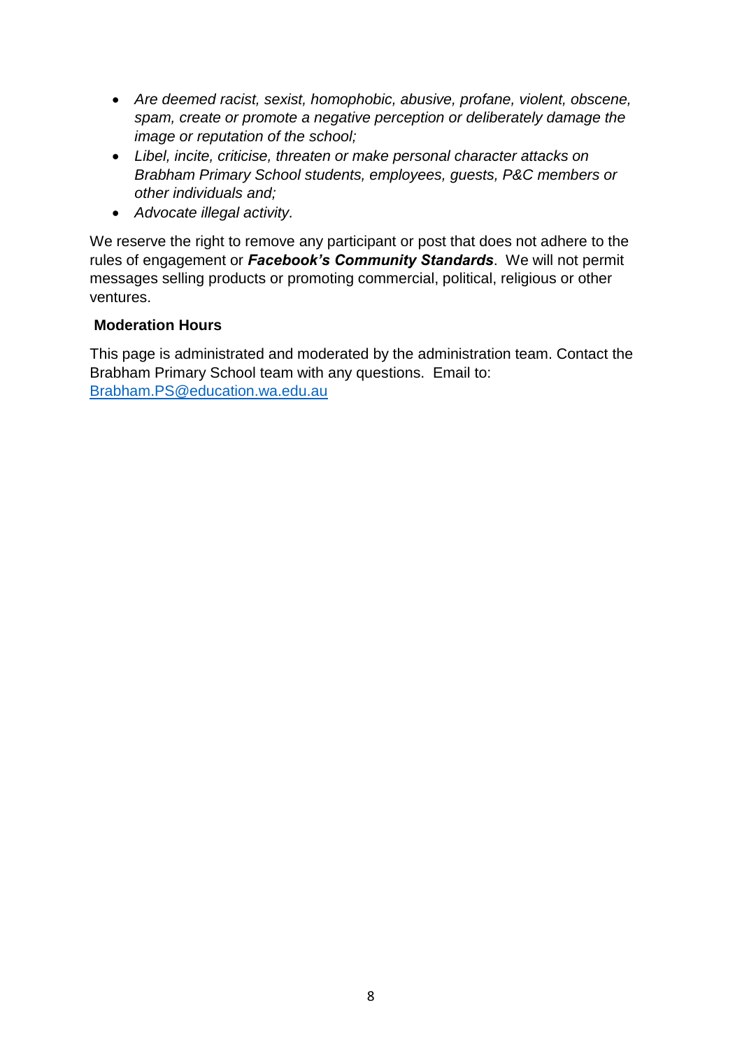- *Are deemed racist, sexist, homophobic, abusive, profane, violent, obscene, spam, create or promote a negative perception or deliberately damage the image or reputation of the school;*
- *Libel, incite, criticise, threaten or make personal character attacks on Brabham Primary School students, employees, guests, P&C members or other individuals and;*
- *Advocate illegal activity.*

We reserve the right to remove any participant or post that does not adhere to the rules of engagement or ***Facebook's Community Standards***. We will not permit messages selling products or promoting commercial, political, religious or other ventures.

**Moderation Hours**

This page is administrated and moderated by the administration team. Contact the Brabham Primary School team with any questions. Email to: [Brabham.PS@education.wa.edu.au](mailto:Brabham.PS@education.wa.edu.au)